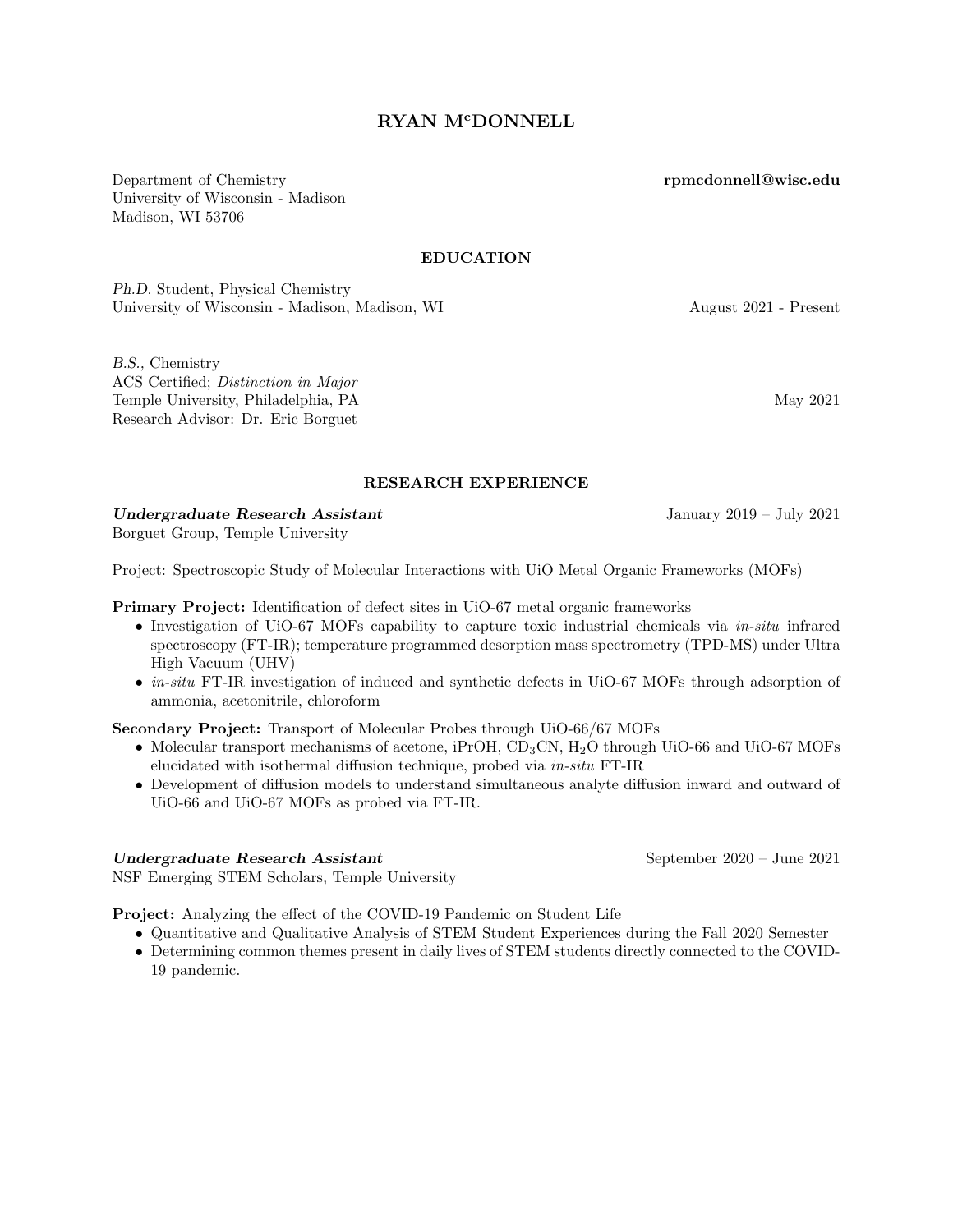# RYAN M[c]DONNELL

Department of Chemistry
University of Wisconsin - Madison
Madison, WI 53706

**rpmcdonnell@wisc.edu**

## EDUCATION

*Ph.D.* Student, Physical Chemistry
University of Wisconsin - Madison, Madison, WI — August 2021 - Present

*B.S.*, Chemistry
ACS Certified; *Distinction in Major*
Temple University, Philadelphia, PA — May 2021
Research Advisor: Dr. Eric Borguet

## RESEARCH EXPERIENCE

***Undergraduate Research Assistant*** — January 2019 – July 2021
Borguet Group, Temple University

Project: Spectroscopic Study of Molecular Interactions with UiO Metal Organic Frameworks (MOFs)

**Primary Project:** Identification of defect sites in UiO-67 metal organic frameworks

- Investigation of UiO-67 MOFs capability to capture toxic industrial chemicals via *in-situ* infrared spectroscopy (FT-IR); temperature programmed desorption mass spectrometry (TPD-MS) under Ultra High Vacuum (UHV)
- *in-situ* FT-IR investigation of induced and synthetic defects in UiO-67 MOFs through adsorption of ammonia, acetonitrile, chloroform

**Secondary Project:** Transport of Molecular Probes through UiO-66/67 MOFs

- Molecular transport mechanisms of acetone, iPrOH, $CD_3CN$, $H_2O$ through UiO-66 and UiO-67 MOFs elucidated with isothermal diffusion technique, probed via *in-situ* FT-IR
- Development of diffusion models to understand simultaneous analyte diffusion inward and outward of UiO-66 and UiO-67 MOFs as probed via FT-IR.

***Undergraduate Research Assistant*** — September 2020 – June 2021
NSF Emerging STEM Scholars, Temple University

**Project:** Analyzing the effect of the COVID-19 Pandemic on Student Life

- Quantitative and Qualitative Analysis of STEM Student Experiences during the Fall 2020 Semester
- Determining common themes present in daily lives of STEM students directly connected to the COVID-19 pandemic.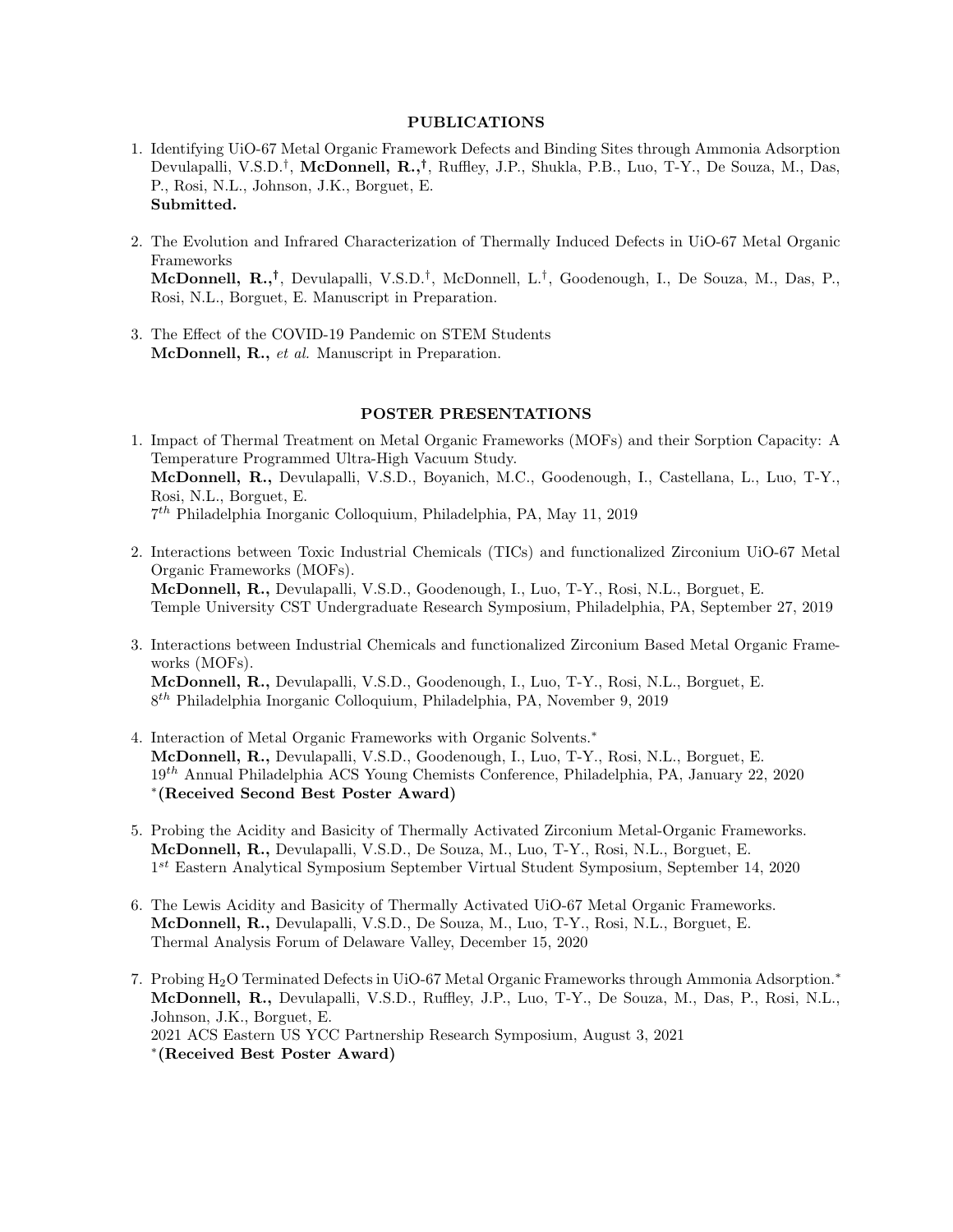## PUBLICATIONS

1. Identifying UiO-67 Metal Organic Framework Defects and Binding Sites through Ammonia Adsorption
   Devulapalli, V.S.D.$^{\dagger}$, **McDonnell, R.,$^{\dagger}$**, Ruffley, J.P., Shukla, P.B., Luo, T-Y., De Souza, M., Das, P., Rosi, N.L., Johnson, J.K., Borguet, E.
   **Submitted.**

2. The Evolution and Infrared Characterization of Thermally Induced Defects in UiO-67 Metal Organic Frameworks
   **McDonnell, R.,$^{\dagger}$**, Devulapalli, V.S.D.$^{\dagger}$, McDonnell, L.$^{\dagger}$, Goodenough, I., De Souza, M., Das, P., Rosi, N.L., Borguet, E. Manuscript in Preparation.

3. The Effect of the COVID-19 Pandemic on STEM Students
   **McDonnell, R.,** *et al.* Manuscript in Preparation.

## POSTER PRESENTATIONS

1. Impact of Thermal Treatment on Metal Organic Frameworks (MOFs) and their Sorption Capacity: A Temperature Programmed Ultra-High Vacuum Study.
   **McDonnell, R.,** Devulapalli, V.S.D., Boyanich, M.C., Goodenough, I., Castellana, L., Luo, T-Y., Rosi, N.L., Borguet, E.
   7$^{th}$ Philadelphia Inorganic Colloquium, Philadelphia, PA, May 11, 2019

2. Interactions between Toxic Industrial Chemicals (TICs) and functionalized Zirconium UiO-67 Metal Organic Frameworks (MOFs).
   **McDonnell, R.,** Devulapalli, V.S.D., Goodenough, I., Luo, T-Y., Rosi, N.L., Borguet, E.
   Temple University CST Undergraduate Research Symposium, Philadelphia, PA, September 27, 2019

3. Interactions between Industrial Chemicals and functionalized Zirconium Based Metal Organic Frameworks (MOFs).
   **McDonnell, R.,** Devulapalli, V.S.D., Goodenough, I., Luo, T-Y., Rosi, N.L., Borguet, E.
   8$^{th}$ Philadelphia Inorganic Colloquium, Philadelphia, PA, November 9, 2019

4. Interaction of Metal Organic Frameworks with Organic Solvents.*
   **McDonnell, R.,** Devulapalli, V.S.D., Goodenough, I., Luo, T-Y., Rosi, N.L., Borguet, E.
   19$^{th}$ Annual Philadelphia ACS Young Chemists Conference, Philadelphia, PA, January 22, 2020
   ***(Received Second Best Poster Award)**

5. Probing the Acidity and Basicity of Thermally Activated Zirconium Metal-Organic Frameworks.
   **McDonnell, R.,** Devulapalli, V.S.D., De Souza, M., Luo, T-Y., Rosi, N.L., Borguet, E.
   1$^{st}$ Eastern Analytical Symposium September Virtual Student Symposium, September 14, 2020

6. The Lewis Acidity and Basicity of Thermally Activated UiO-67 Metal Organic Frameworks.
   **McDonnell, R.,** Devulapalli, V.S.D., De Souza, M., Luo, T-Y., Rosi, N.L., Borguet, E.
   Thermal Analysis Forum of Delaware Valley, December 15, 2020

7. Probing $H_2O$ Terminated Defects in UiO-67 Metal Organic Frameworks through Ammonia Adsorption.*
   **McDonnell, R.,** Devulapalli, V.S.D., Ruffley, J.P., Luo, T-Y., De Souza, M., Das, P., Rosi, N.L., Johnson, J.K., Borguet, E.
   2021 ACS Eastern US YCC Partnership Research Symposium, August 3, 2021
   ***(Received Best Poster Award)**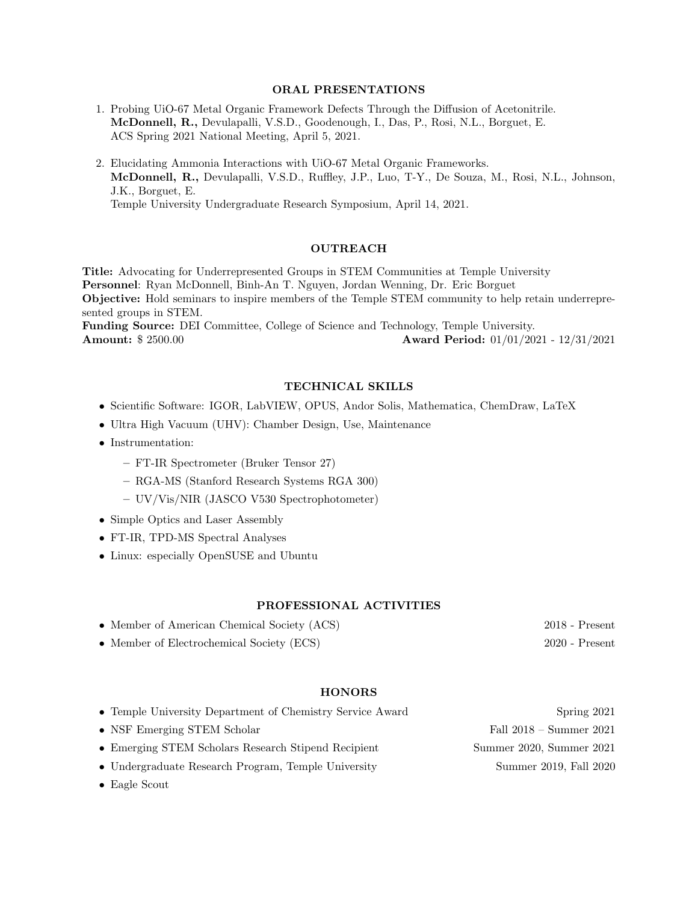## ORAL PRESENTATIONS

1. Probing UiO-67 Metal Organic Framework Defects Through the Diffusion of Acetonitrile.
   **McDonnell, R.,** Devulapalli, V.S.D., Goodenough, I., Das, P., Rosi, N.L., Borguet, E.
   ACS Spring 2021 National Meeting, April 5, 2021.

2. Elucidating Ammonia Interactions with UiO-67 Metal Organic Frameworks.
   **McDonnell, R.,** Devulapalli, V.S.D., Ruffley, J.P., Luo, T-Y., De Souza, M., Rosi, N.L., Johnson, J.K., Borguet, E.
   Temple University Undergraduate Research Symposium, April 14, 2021.

## OUTREACH

**Title:** Advocating for Underrepresented Groups in STEM Communities at Temple University
**Personnel**: Ryan McDonnell, Binh-An T. Nguyen, Jordan Wenning, Dr. Eric Borguet
**Objective:** Hold seminars to inspire members of the Temple STEM community to help retain underrepresented groups in STEM.
**Funding Source:** DEI Committee, College of Science and Technology, Temple University.
**Amount:** $ 2500.00 **Award Period:** 01/01/2021 - 12/31/2021

## TECHNICAL SKILLS

- Scientific Software: IGOR, LabVIEW, OPUS, Andor Solis, Mathematica, ChemDraw, LaTeX
- Ultra High Vacuum (UHV): Chamber Design, Use, Maintenance
- Instrumentation:
  - FT-IR Spectrometer (Bruker Tensor 27)
  - RGA-MS (Stanford Research Systems RGA 300)
  - UV/Vis/NIR (JASCO V530 Spectrophotometer)
- Simple Optics and Laser Assembly
- FT-IR, TPD-MS Spectral Analyses
- Linux: especially OpenSUSE and Ubuntu

## PROFESSIONAL ACTIVITIES

- Member of American Chemical Society (ACS) 2018 - Present
- Member of Electrochemical Society (ECS) 2020 - Present

## HONORS

- Temple University Department of Chemistry Service Award Spring 2021
- NSF Emerging STEM Scholar Fall 2018 – Summer 2021
- Emerging STEM Scholars Research Stipend Recipient Summer 2020, Summer 2021
- Undergraduate Research Program, Temple University Summer 2019, Fall 2020
- Eagle Scout